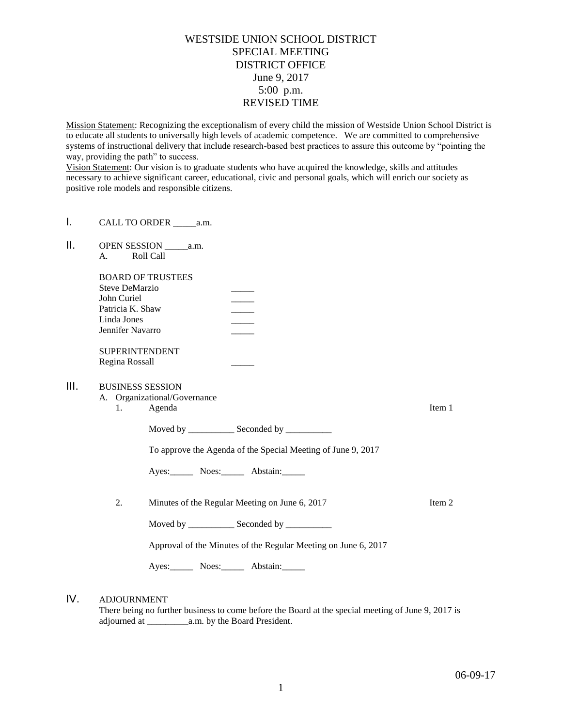# WESTSIDE UNION SCHOOL DISTRICT
## SPECIAL MEETING
## DISTRICT OFFICE
## June 9, 2017
## 5:00 p.m.
## REVISED TIME

Mission Statement: Recognizing the exceptionalism of every child the mission of Westside Union School District is to educate all students to universally high levels of academic competence. We are committed to comprehensive systems of instructional delivery that include research-based best practices to assure this outcome by "pointing the way, providing the path" to success.

Vision Statement: Our vision is to graduate students who have acquired the knowledge, skills and attitudes necessary to achieve significant career, educational, civic and personal goals, which will enrich our society as positive role models and responsible citizens.

I. CALL TO ORDER _____a.m.

II. OPEN SESSION _____a.m.

A. Roll Call

BOARD OF TRUSTEES

Steve DeMarzio _____
John Curiel _____
Patricia K. Shaw _____
Linda Jones _____
Jennifer Navarro _____

SUPERINTENDENT

Regina Rossall _____

III. BUSINESS SESSION

A. Organizational/Governance

1. Agenda — Item 1

Moved by __________ Seconded by __________

To approve the Agenda of the Special Meeting of June 9, 2017

Ayes:_____ Noes:_____ Abstain:_____

2. Minutes of the Regular Meeting on June 6, 2017 — Item 2

Moved by __________ Seconded by __________

Approval of the Minutes of the Regular Meeting on June 6, 2017

Ayes:_____ Noes:_____ Abstain:_____

IV. ADJOURNMENT

There being no further business to come before the Board at the special meeting of June 9, 2017 is adjourned at _________a.m. by the Board President.

06-09-17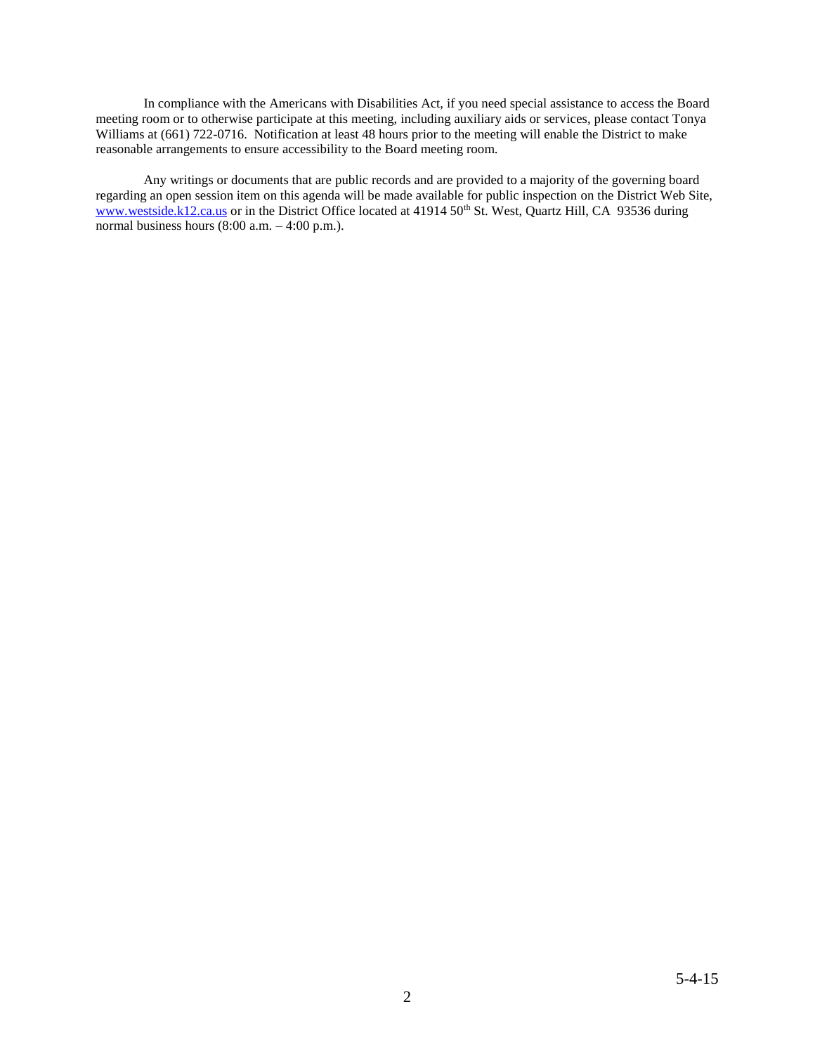In compliance with the Americans with Disabilities Act, if you need special assistance to access the Board meeting room or to otherwise participate at this meeting, including auxiliary aids or services, please contact Tonya Williams at (661) 722-0716. Notification at least 48 hours prior to the meeting will enable the District to make reasonable arrangements to ensure accessibility to the Board meeting room.

Any writings or documents that are public records and are provided to a majority of the governing board regarding an open session item on this agenda will be made available for public inspection on the District Web Site, www.westside.k12.ca.us or in the District Office located at 41914 50th St. West, Quartz Hill, CA 93536 during normal business hours (8:00 a.m. – 4:00 p.m.).

5-4-15